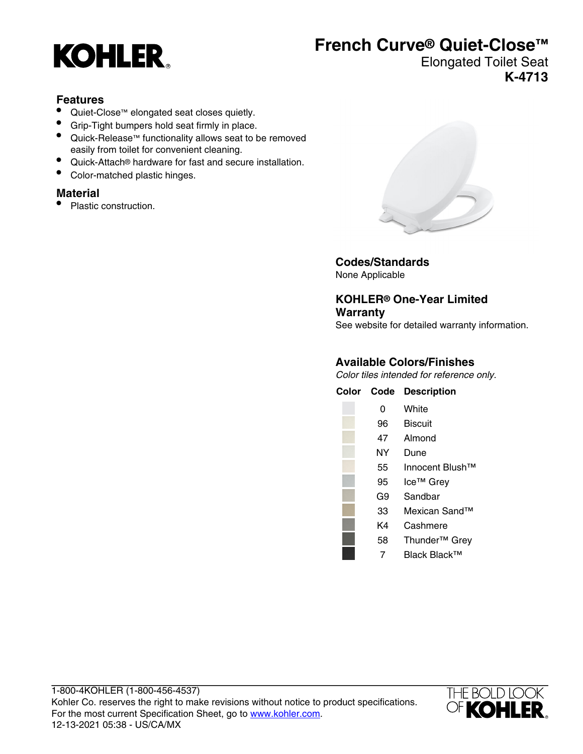KOHLER

# French Curve® Quiet-Close™

Elongated Toilet Seat

**K-4713**

## Features

- Quiet-Close™ elongated seat closes quietly.
- Grip-Tight bumpers hold seat firmly in place.
- Quick-Release™ functionality allows seat to be removed easily from toilet for convenient cleaning.
- Quick-Attach® hardware for fast and secure installation.
- Color-matched plastic hinges.

## Material

- Plastic construction.

## Codes/Standards

None Applicable

## KOHLER® One-Year Limited Warranty

See website for detailed warranty information.

## Available Colors/Finishes

*Color tiles intended for reference only.*

| Color | Code | Description |
|---|---|---|
| | 0 | White |
| | 96 | Biscuit |
| | 47 | Almond |
| | NY | Dune |
| | 55 | Innocent Blush™ |
| | 95 | Ice™ Grey |
| | G9 | Sandbar |
| | 33 | Mexican Sand™ |
| | K4 | Cashmere |
| | 58 | Thunder™ Grey |
| | 7 | Black Black™ |

1-800-4KOHLER (1-800-456-4537)
Kohler Co. reserves the right to make revisions without notice to product specifications.
For the most current Specification Sheet, go to www.kohler.com.
12-13-2021 05:38 - US/CA/MX

THE BOLD LOOK OF KOHLER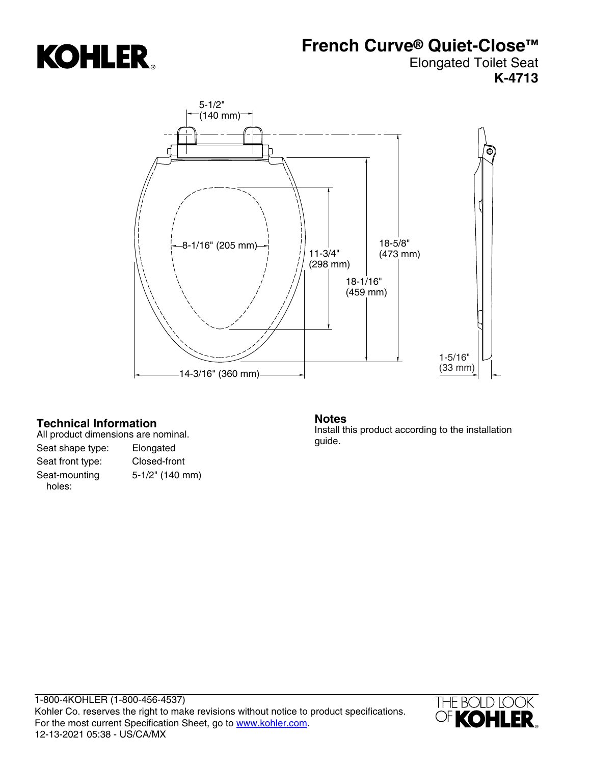# French Curve® Quiet-Close™

Elongated Toilet Seat

**K-4713**

5-1/2" (140 mm)

8-1/16" (205 mm)

11-3/4" (298 mm)

18-5/8" (473 mm)

18-1/16" (459 mm)

14-3/16" (360 mm)

1-5/16" (33 mm)

## Technical Information

All product dimensions are nominal.

| | |
|---|---|
| Seat shape type: | Elongated |
| Seat front type: | Closed-front |
| Seat-mounting holes: | 5-1/2" (140 mm) |

## Notes

Install this product according to the installation guide.

1-800-4KOHLER (1-800-456-4537)
Kohler Co. reserves the right to make revisions without notice to product specifications.
For the most current Specification Sheet, go to www.kohler.com.
12-13-2021 05:38 - US/CA/MX